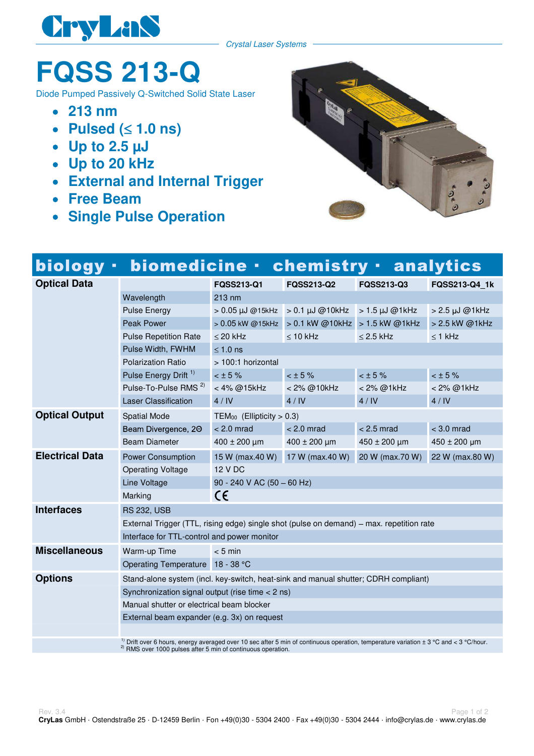CryLaS

*Crystal Laser Systems*

# FQSS 213-Q

Diode Pumped Passively Q-Switched Solid State Laser

- **213 nm**
- **Pulsed (≤ 1.0 ns)**
- **Up to 2.5 µJ**
- **Up to 20 kHz**
- **External and Internal Trigger**
- **Free Beam**
- **Single Pulse Operation**

## biology · biomedicine · chemistry · analytics

| | | FQSS213-Q1 | FQSS213-Q2 | FQSS213-Q3 | FQSS213-Q4_1k |
|---|---|---|---|---|---|
| **Optical Data** | Wavelength | 213 nm | | | |
| | Pulse Energy | > 0.05 µJ @15kHz | > 0.1 µJ @10kHz | > 1.5 µJ @1kHz | > 2.5 µJ @1kHz |
| | Peak Power | > 0.05 kW @15kHz | > 0.1 kW @10kHz | > 1.5 kW @1kHz | > 2.5 kW @1kHz |
| | Pulse Repetition Rate | ≤ 20 kHz | ≤ 10 kHz | ≤ 2.5 kHz | ≤ 1 kHz |
| | Pulse Width, FWHM | ≤ 1.0 ns | | | |
| | Polarization Ratio | > 100:1 horizontal | | | |
| | Pulse Energy Drift [1] | < ± 5 % | < ± 5 % | < ± 5 % | < ± 5 % |
| | Pulse-To-Pulse RMS [2] | < 4% @15kHz | < 2% @10kHz | < 2% @1kHz | < 2% @1kHz |
| | Laser Classification | 4 / IV | 4 / IV | 4 / IV | 4 / IV |
| **Optical Output** | Spatial Mode | $TEM_{00}$ (Ellipticity > 0.3) | | | |
| | Beam Divergence, 2Θ | < 2.0 mrad | < 2.0 mrad | < 2.5 mrad | < 3.0 mrad |
| | Beam Diameter | 400 ± 200 µm | 400 ± 200 µm | 450 ± 200 µm | 450 ± 200 µm |
| **Electrical Data** | Power Consumption | 15 W (max.40 W) | 17 W (max.40 W) | 20 W (max.70 W) | 22 W (max.80 W) |
| | Operating Voltage | 12 V DC | | | |
| | Line Voltage | 90 - 240 V AC (50 – 60 Hz) | | | |
| | Marking | CE | | | |
| **Interfaces** | RS 232, USB | | | | |
| | External Trigger (TTL, rising edge) single shot (pulse on demand) – max. repetition rate | | | | |
| | Interface for TTL-control and power monitor | | | | |
| **Miscellaneous** | Warm-up Time | < 5 min | | | |
| | Operating Temperature | 18 - 38 °C | | | |
| **Options** | Stand-alone system (incl. key-switch, heat-sink and manual shutter; CDRH compliant) | | | | |
| | Synchronization signal output (rise time < 2 ns) | | | | |
| | Manual shutter or electrical beam blocker | | | | |
| | External beam expander (e.g. 3x) on request | | | | |

[1] Drift over 6 hours, energy averaged over 10 sec after 5 min of continuous operation, temperature variation ± 3 °C and < 3 °C/hour.
[2] RMS over 1000 pulses after 5 min of continuous operation.

Rev. 3.4

**CryLas** GmbH · Ostendstraße 25 · D-12459 Berlin · Fon +49(0)30 - 5304 2400 · Fax +49(0)30 - 5304 2444 · info@crylas.de · www.crylas.de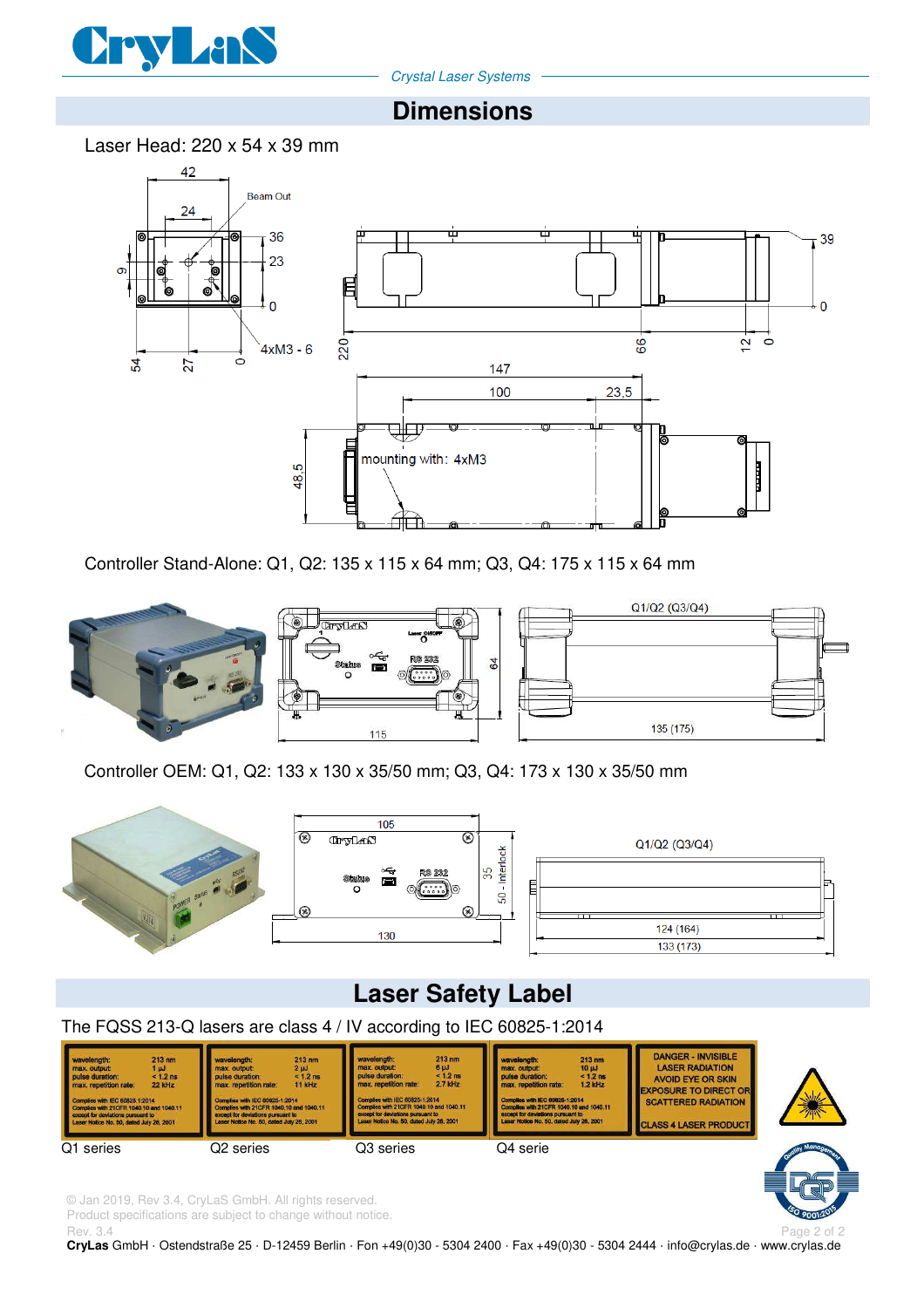## Dimensions

Laser Head: 220 x 54 x 39 mm

Controller Stand-Alone: Q1, Q2: 135 x 115 x 64 mm; Q3, Q4: 175 x 115 x 64 mm

Controller OEM: Q1, Q2: 133 x 130 x 35/50 mm; Q3, Q4: 173 x 130 x 35/50 mm

## Laser Safety Label

The FQSS 213-Q lasers are class 4 / IV according to IEC 60825-1:2014

| | Q1 series | Q2 series | Q3 series | Q4 serie |
|---|---|---|---|---|
| wavelength: | 213 nm | 213 nm | 213 nm | 213 nm |
| max. output: | 1 µJ | 2 µJ | 6 µJ | 10 µJ |
| pulse duration: | < 1.2 ns | < 1.2 ns | < 1.2 ns | < 1.2 ns |
| max. repetition rate: | 22 kHz | 11 kHz | 2.7 kHz | 1.2 kHz |

Complies with IEC 60825-1:2014
Complies with 21CFR 1040.10 and 1040.11 except for deviations pursuant to Laser Notice No. 50, dated July 26, 2001

DANGER - INVISIBLE LASER RADIATION
AVOID EYE OR SKIN EXPOSURE TO DIRECT OR SCATTERED RADIATION
CLASS 4 LASER PRODUCT

© Jan 2019, Rev 3.4, CryLaS GmbH. All rights reserved.
Product specifications are subject to change without notice.
Rev. 3.4

**CryLas** GmbH · Ostendstraße 25 · D-12459 Berlin · Fon +49(0)30 - 5304 2400 · Fax +49(0)30 - 5304 2444 · info@crylas.de · www.crylas.de